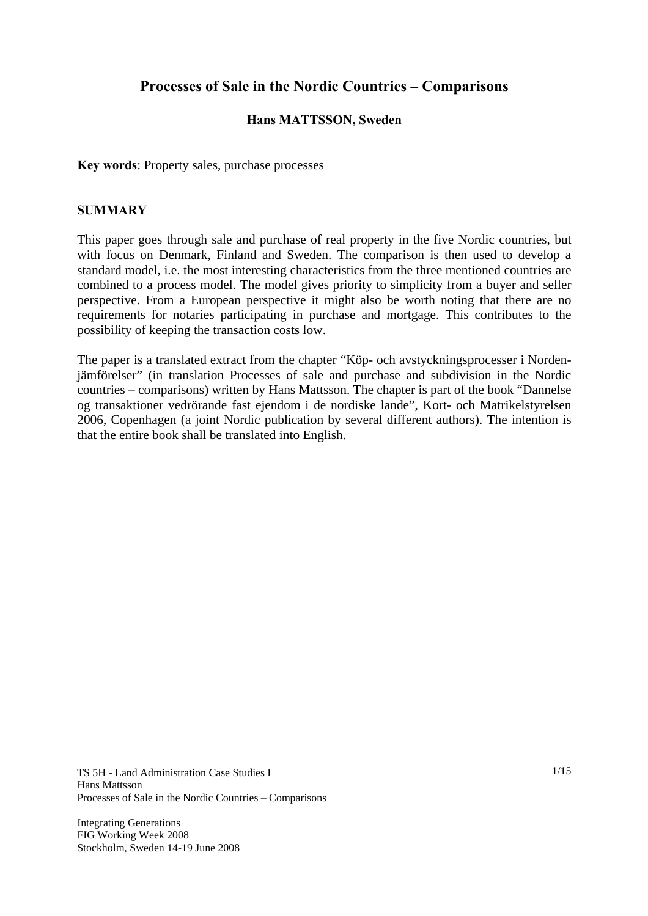# Processes of Sale in the Nordic Countries – Comparisons

**Hans MATTSSON, Sweden**

**Key words**: Property sales, purchase processes

## SUMMARY

This paper goes through sale and purchase of real property in the five Nordic countries, but with focus on Denmark, Finland and Sweden. The comparison is then used to develop a standard model, i.e. the most interesting characteristics from the three mentioned countries are combined to a process model. The model gives priority to simplicity from a buyer and seller perspective. From a European perspective it might also be worth noting that there are no requirements for notaries participating in purchase and mortgage. This contributes to the possibility of keeping the transaction costs low.

The paper is a translated extract from the chapter "Köp- och avstyckningsprocesser i Norden-jämförelser" (in translation Processes of sale and purchase and subdivision in the Nordic countries – comparisons) written by Hans Mattsson. The chapter is part of the book "Dannelse og transaktioner vedrörande fast ejendom i de nordiske lande", Kort- och Matrikelstyrelsen 2006, Copenhagen (a joint Nordic publication by several different authors). The intention is that the entire book shall be translated into English.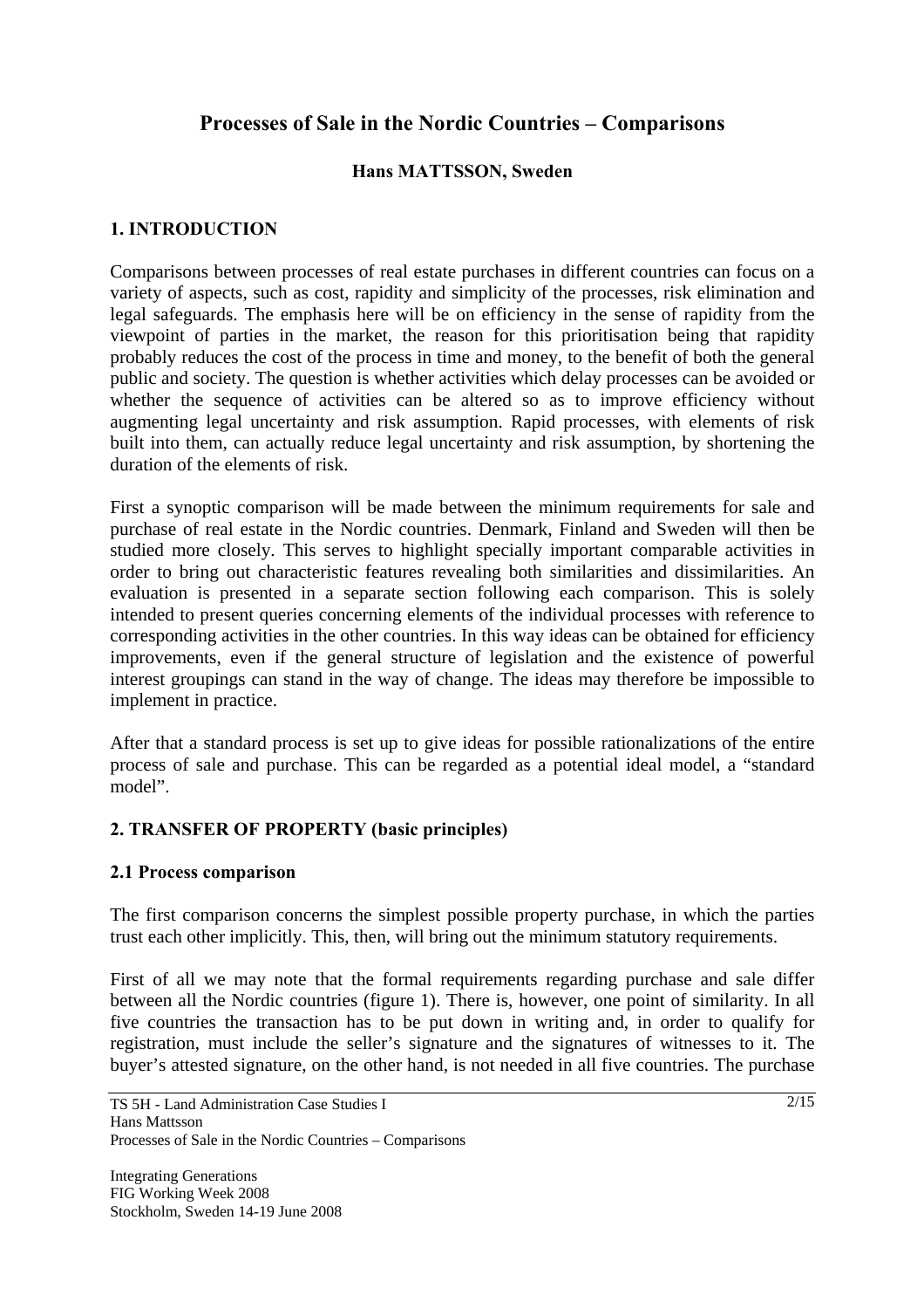# Processes of Sale in the Nordic Countries – Comparisons

**Hans MATTSSON, Sweden**

## 1. INTRODUCTION

Comparisons between processes of real estate purchases in different countries can focus on a variety of aspects, such as cost, rapidity and simplicity of the processes, risk elimination and legal safeguards. The emphasis here will be on efficiency in the sense of rapidity from the viewpoint of parties in the market, the reason for this prioritisation being that rapidity probably reduces the cost of the process in time and money, to the benefit of both the general public and society. The question is whether activities which delay processes can be avoided or whether the sequence of activities can be altered so as to improve efficiency without augmenting legal uncertainty and risk assumption. Rapid processes, with elements of risk built into them, can actually reduce legal uncertainty and risk assumption, by shortening the duration of the elements of risk.

First a synoptic comparison will be made between the minimum requirements for sale and purchase of real estate in the Nordic countries. Denmark, Finland and Sweden will then be studied more closely. This serves to highlight specially important comparable activities in order to bring out characteristic features revealing both similarities and dissimilarities. An evaluation is presented in a separate section following each comparison. This is solely intended to present queries concerning elements of the individual processes with reference to corresponding activities in the other countries. In this way ideas can be obtained for efficiency improvements, even if the general structure of legislation and the existence of powerful interest groupings can stand in the way of change. The ideas may therefore be impossible to implement in practice.

After that a standard process is set up to give ideas for possible rationalizations of the entire process of sale and purchase. This can be regarded as a potential ideal model, a "standard model".

## 2. TRANSFER OF PROPERTY (basic principles)

### 2.1 Process comparison

The first comparison concerns the simplest possible property purchase, in which the parties trust each other implicitly. This, then, will bring out the minimum statutory requirements.

First of all we may note that the formal requirements regarding purchase and sale differ between all the Nordic countries (figure 1). There is, however, one point of similarity. In all five countries the transaction has to be put down in writing and, in order to qualify for registration, must include the seller's signature and the signatures of witnesses to it. The buyer's attested signature, on the other hand, is not needed in all five countries. The purchase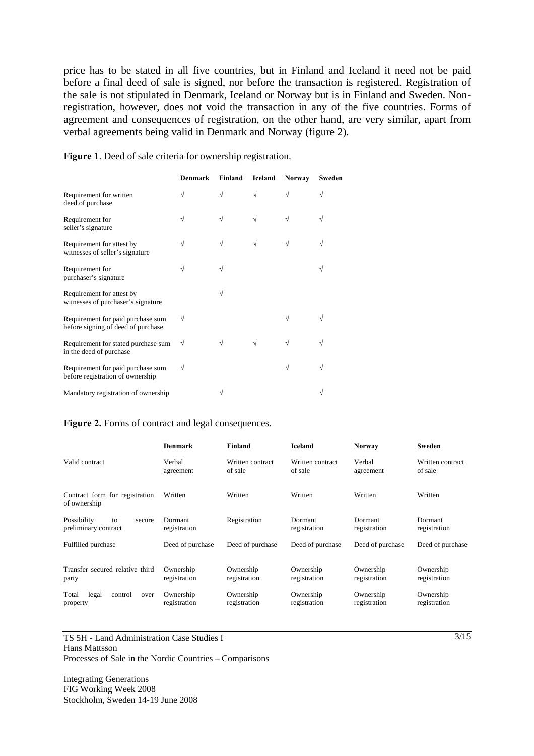price has to be stated in all five countries, but in Finland and Iceland it need not be paid before a final deed of sale is signed, nor before the transaction is registered. Registration of the sale is not stipulated in Denmark, Iceland or Norway but is in Finland and Sweden. Non-registration, however, does not void the transaction in any of the five countries. Forms of agreement and consequences of registration, on the other hand, are very similar, apart from verbal agreements being valid in Denmark and Norway (figure 2).

**Figure 1**. Deed of sale criteria for ownership registration.

| | Denmark | Finland | Iceland | Norway | Sweden |
|---|---|---|---|---|---|
| Requirement for written deed of purchase | √ | √ | √ | √ | √ |
| Requirement for seller's signature | √ | √ | √ | √ | √ |
| Requirement for attest by witnesses of seller's signature | √ | √ | √ | √ | √ |
| Requirement for purchaser's signature | √ | √ | | | √ |
| Requirement for attest by witnesses of purchaser's signature | | √ | | | |
| Requirement for paid purchase sum before signing of deed of purchase | √ | | | √ | √ |
| Requirement for stated purchase sum in the deed of purchase | √ | √ | √ | √ | √ |
| Requirement for paid purchase sum before registration of ownership | √ | | | √ | √ |
| Mandatory registration of ownership | | √ | | | √ |

**Figure 2.** Forms of contract and legal consequences.

| | Denmark | Finland | Iceland | Norway | Sweden |
|---|---|---|---|---|---|
| Valid contract | Verbal agreement | Written contract of sale | Written contract of sale | Verbal agreement | Written contract of sale |
| Contract form for registration of ownership | Written | Written | Written | Written | Written |
| Possibility to secure preliminary contract | Dormant registration | Registration | Dormant registration | Dormant registration | Dormant registration |
| Fulfilled purchase | Deed of purchase | Deed of purchase | Deed of purchase | Deed of purchase | Deed of purchase |
| Transfer secured relative third party | Ownership registration | Ownership registration | Ownership registration | Ownership registration | Ownership registration |
| Total legal control over property | Ownership registration | Ownership registration | Ownership registration | Ownership registration | Ownership registration |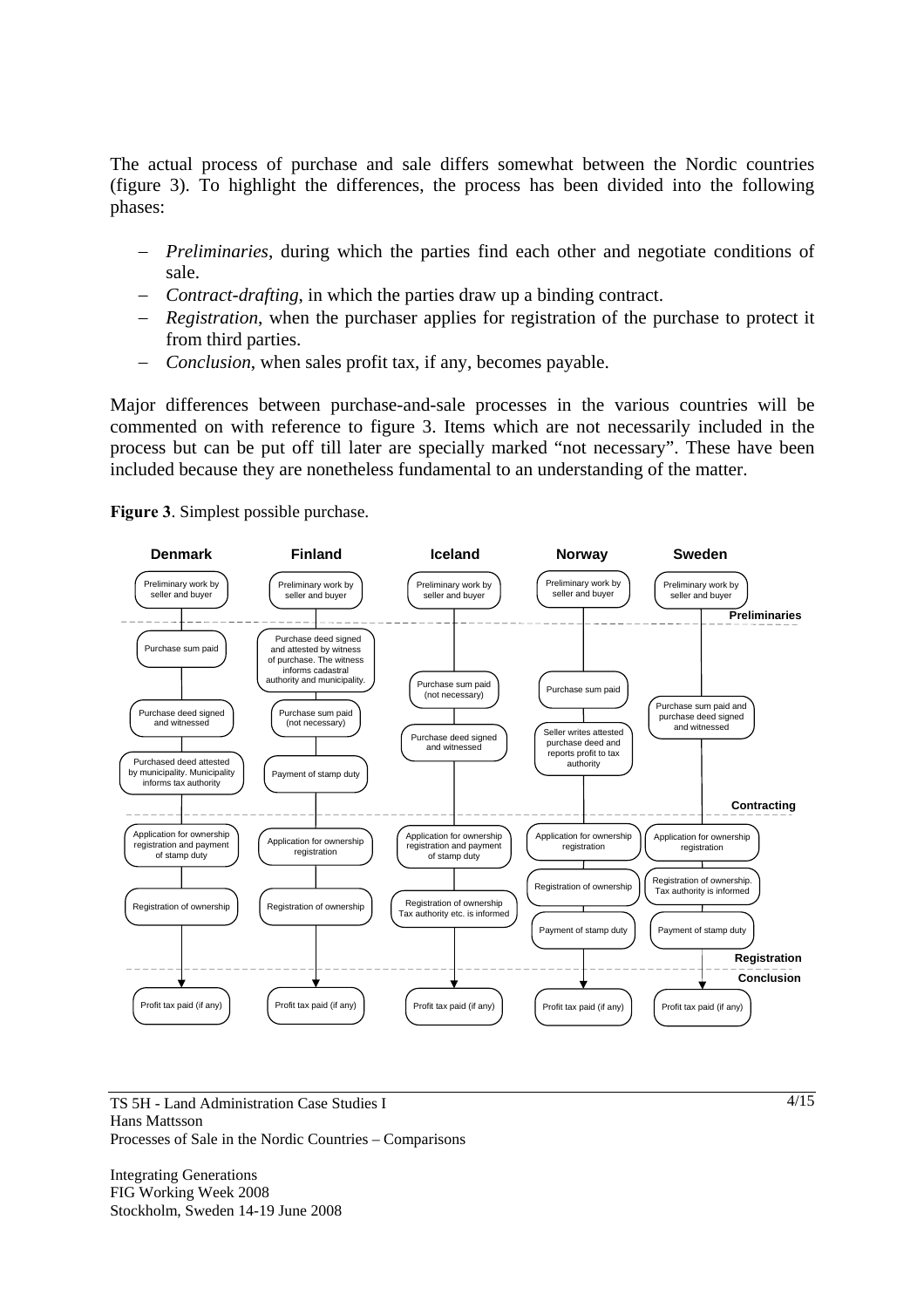The actual process of purchase and sale differs somewhat between the Nordic countries (figure 3). To highlight the differences, the process has been divided into the following phases:

- *Preliminaries*, during which the parties find each other and negotiate conditions of sale.
- *Contract-drafting*, in which the parties draw up a binding contract.
- *Registration*, when the purchaser applies for registration of the purchase to protect it from third parties.
- *Conclusion*, when sales profit tax, if any, becomes payable.

Major differences between purchase-and-sale processes in the various countries will be commented on with reference to figure 3. Items which are not necessarily included in the process but can be put off till later are specially marked "not necessary". These have been included because they are nonetheless fundamental to an understanding of the matter.

**Figure 3**. Simplest possible purchase.

| Phase | Denmark | Finland | Iceland | Norway | Sweden |
|---|---|---|---|---|---|
| Preliminaries | Preliminary work by seller and buyer | Preliminary work by seller and buyer | Preliminary work by seller and buyer | Preliminary work by seller and buyer | Preliminary work by seller and buyer |
| Contracting | Purchase sum paid → Purchase deed signed and witnessed → Purchased deed attested by municipality. Municipality informs tax authority | Purchase deed signed and attested by witness of purchase. The witness informs cadastral authority and municipality. → Purchase sum paid (not necessary) → Payment of stamp duty | Purchase sum paid (not necessary) → Purchase deed signed and witnessed | Purchase sum paid → Seller writes attested purchase deed and reports profit to tax authority | Purchase sum paid and purchase deed signed and witnessed |
| Registration | Application for ownership registration and payment of stamp duty → Registration of ownership | Application for ownership registration → Registration of ownership | Application for ownership registration and payment of stamp duty → Registration of ownership Tax authority etc. is informed | Application for ownership registration → Registration of ownership → Payment of stamp duty | Application for ownership registration → Registration of ownership. Tax authority is informed → Payment of stamp duty |
| Conclusion | Profit tax paid (if any) | Profit tax paid (if any) | Profit tax paid (if any) | Profit tax paid (if any) | Profit tax paid (if any) |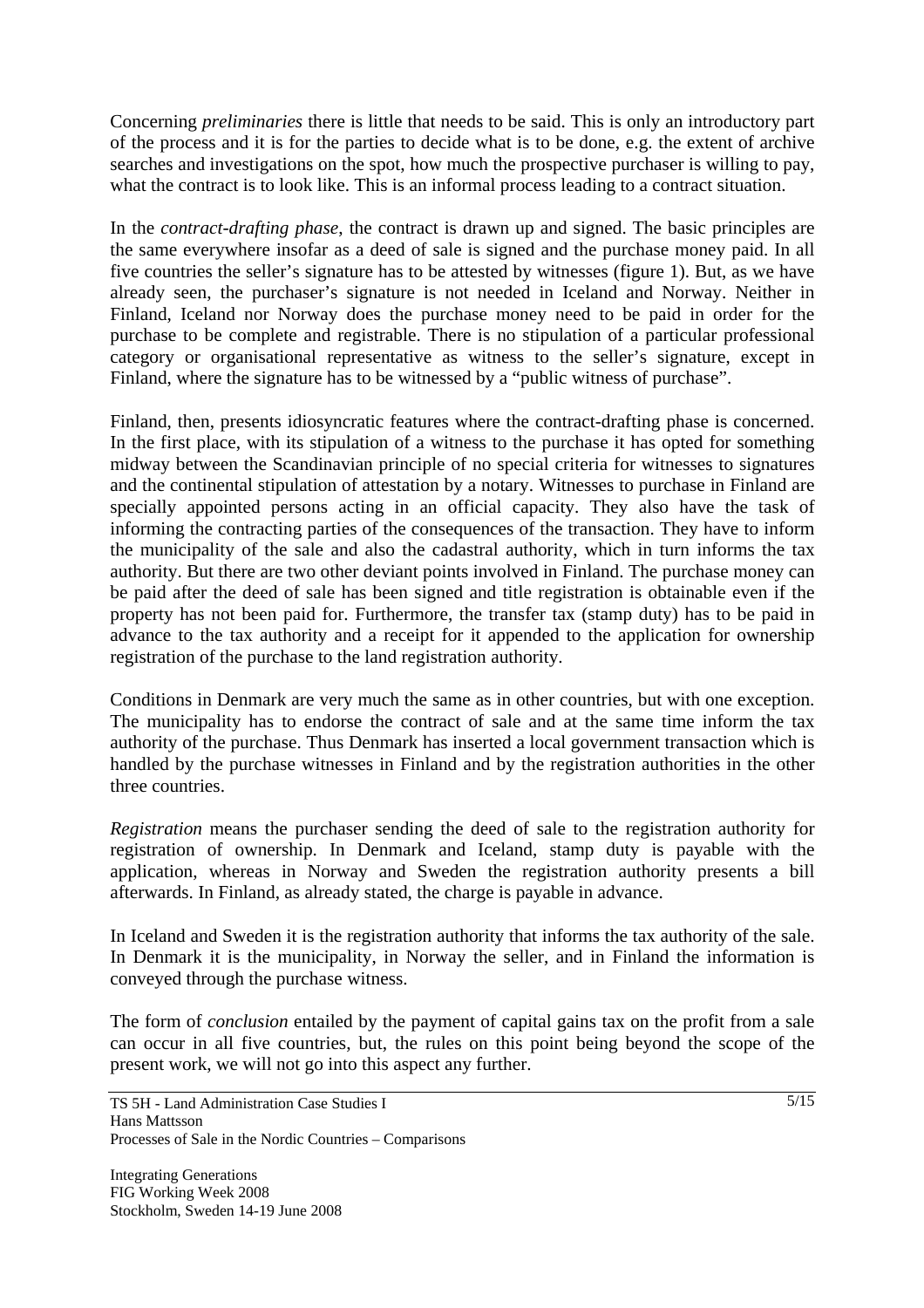Concerning *preliminaries* there is little that needs to be said. This is only an introductory part of the process and it is for the parties to decide what is to be done, e.g. the extent of archive searches and investigations on the spot, how much the prospective purchaser is willing to pay, what the contract is to look like. This is an informal process leading to a contract situation.

In the *contract-drafting phase*, the contract is drawn up and signed. The basic principles are the same everywhere insofar as a deed of sale is signed and the purchase money paid. In all five countries the seller's signature has to be attested by witnesses (figure 1). But, as we have already seen, the purchaser's signature is not needed in Iceland and Norway. Neither in Finland, Iceland nor Norway does the purchase money need to be paid in order for the purchase to be complete and registrable. There is no stipulation of a particular professional category or organisational representative as witness to the seller's signature, except in Finland, where the signature has to be witnessed by a "public witness of purchase".

Finland, then, presents idiosyncratic features where the contract-drafting phase is concerned. In the first place, with its stipulation of a witness to the purchase it has opted for something midway between the Scandinavian principle of no special criteria for witnesses to signatures and the continental stipulation of attestation by a notary. Witnesses to purchase in Finland are specially appointed persons acting in an official capacity. They also have the task of informing the contracting parties of the consequences of the transaction. They have to inform the municipality of the sale and also the cadastral authority, which in turn informs the tax authority. But there are two other deviant points involved in Finland. The purchase money can be paid after the deed of sale has been signed and title registration is obtainable even if the property has not been paid for. Furthermore, the transfer tax (stamp duty) has to be paid in advance to the tax authority and a receipt for it appended to the application for ownership registration of the purchase to the land registration authority.

Conditions in Denmark are very much the same as in other countries, but with one exception. The municipality has to endorse the contract of sale and at the same time inform the tax authority of the purchase. Thus Denmark has inserted a local government transaction which is handled by the purchase witnesses in Finland and by the registration authorities in the other three countries.

*Registration* means the purchaser sending the deed of sale to the registration authority for registration of ownership. In Denmark and Iceland, stamp duty is payable with the application, whereas in Norway and Sweden the registration authority presents a bill afterwards. In Finland, as already stated, the charge is payable in advance.

In Iceland and Sweden it is the registration authority that informs the tax authority of the sale. In Denmark it is the municipality, in Norway the seller, and in Finland the information is conveyed through the purchase witness.

The form of *conclusion* entailed by the payment of capital gains tax on the profit from a sale can occur in all five countries, but, the rules on this point being beyond the scope of the present work, we will not go into this aspect any further.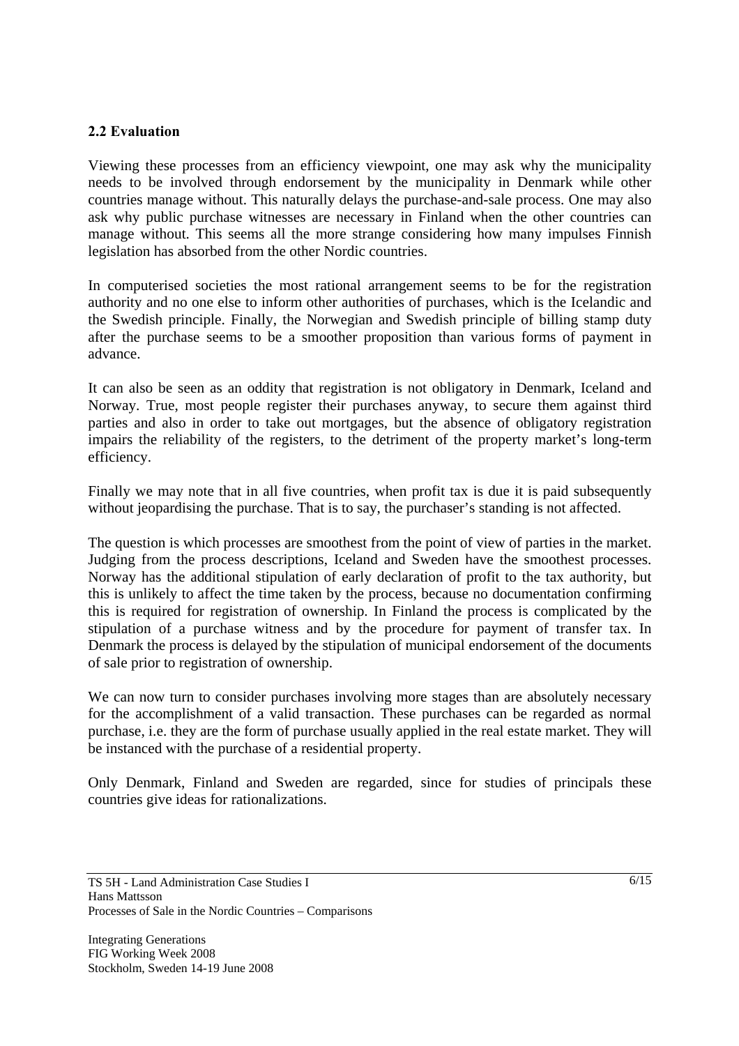### 2.2 Evaluation

Viewing these processes from an efficiency viewpoint, one may ask why the municipality needs to be involved through endorsement by the municipality in Denmark while other countries manage without. This naturally delays the purchase-and-sale process. One may also ask why public purchase witnesses are necessary in Finland when the other countries can manage without. This seems all the more strange considering how many impulses Finnish legislation has absorbed from the other Nordic countries.

In computerised societies the most rational arrangement seems to be for the registration authority and no one else to inform other authorities of purchases, which is the Icelandic and the Swedish principle. Finally, the Norwegian and Swedish principle of billing stamp duty after the purchase seems to be a smoother proposition than various forms of payment in advance.

It can also be seen as an oddity that registration is not obligatory in Denmark, Iceland and Norway. True, most people register their purchases anyway, to secure them against third parties and also in order to take out mortgages, but the absence of obligatory registration impairs the reliability of the registers, to the detriment of the property market's long-term efficiency.

Finally we may note that in all five countries, when profit tax is due it is paid subsequently without jeopardising the purchase. That is to say, the purchaser's standing is not affected.

The question is which processes are smoothest from the point of view of parties in the market. Judging from the process descriptions, Iceland and Sweden have the smoothest processes. Norway has the additional stipulation of early declaration of profit to the tax authority, but this is unlikely to affect the time taken by the process, because no documentation confirming this is required for registration of ownership. In Finland the process is complicated by the stipulation of a purchase witness and by the procedure for payment of transfer tax. In Denmark the process is delayed by the stipulation of municipal endorsement of the documents of sale prior to registration of ownership.

We can now turn to consider purchases involving more stages than are absolutely necessary for the accomplishment of a valid transaction. These purchases can be regarded as normal purchase, i.e. they are the form of purchase usually applied in the real estate market. They will be instanced with the purchase of a residential property.

Only Denmark, Finland and Sweden are regarded, since for studies of principals these countries give ideas for rationalizations.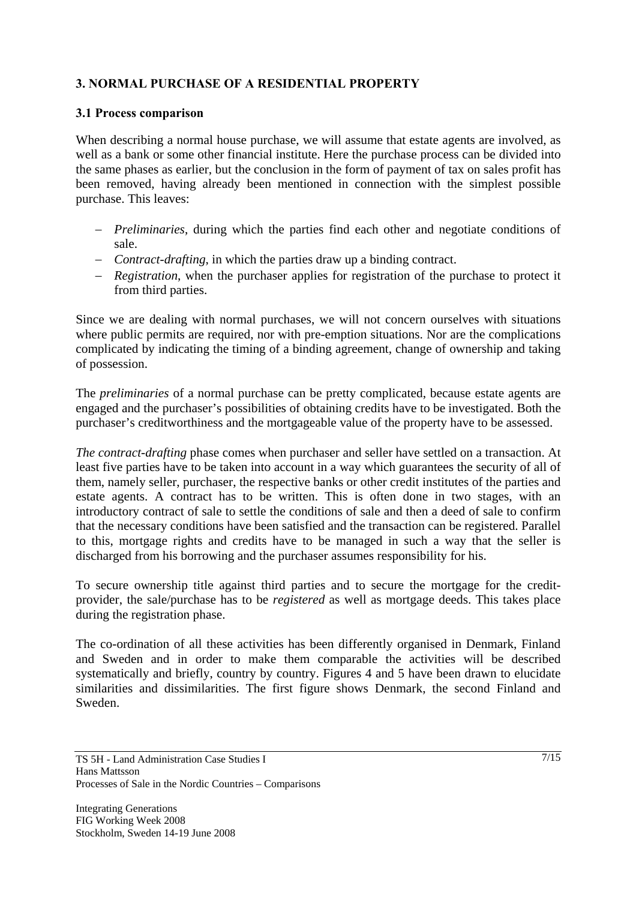## 3. NORMAL PURCHASE OF A RESIDENTIAL PROPERTY

### 3.1 Process comparison

When describing a normal house purchase, we will assume that estate agents are involved, as well as a bank or some other financial institute. Here the purchase process can be divided into the same phases as earlier, but the conclusion in the form of payment of tax on sales profit has been removed, having already been mentioned in connection with the simplest possible purchase. This leaves:

- *Preliminaries*, during which the parties find each other and negotiate conditions of sale.
- *Contract-drafting*, in which the parties draw up a binding contract.
- *Registration*, when the purchaser applies for registration of the purchase to protect it from third parties.

Since we are dealing with normal purchases, we will not concern ourselves with situations where public permits are required, nor with pre-emption situations. Nor are the complications complicated by indicating the timing of a binding agreement, change of ownership and taking of possession.

The *preliminaries* of a normal purchase can be pretty complicated, because estate agents are engaged and the purchaser's possibilities of obtaining credits have to be investigated. Both the purchaser's creditworthiness and the mortgageable value of the property have to be assessed.

*The contract-drafting* phase comes when purchaser and seller have settled on a transaction. At least five parties have to be taken into account in a way which guarantees the security of all of them, namely seller, purchaser, the respective banks or other credit institutes of the parties and estate agents. A contract has to be written. This is often done in two stages, with an introductory contract of sale to settle the conditions of sale and then a deed of sale to confirm that the necessary conditions have been satisfied and the transaction can be registered. Parallel to this, mortgage rights and credits have to be managed in such a way that the seller is discharged from his borrowing and the purchaser assumes responsibility for his.

To secure ownership title against third parties and to secure the mortgage for the credit-provider, the sale/purchase has to be *registered* as well as mortgage deeds. This takes place during the registration phase.

The co-ordination of all these activities has been differently organised in Denmark, Finland and Sweden and in order to make them comparable the activities will be described systematically and briefly, country by country. Figures 4 and 5 have been drawn to elucidate similarities and dissimilarities. The first figure shows Denmark, the second Finland and Sweden.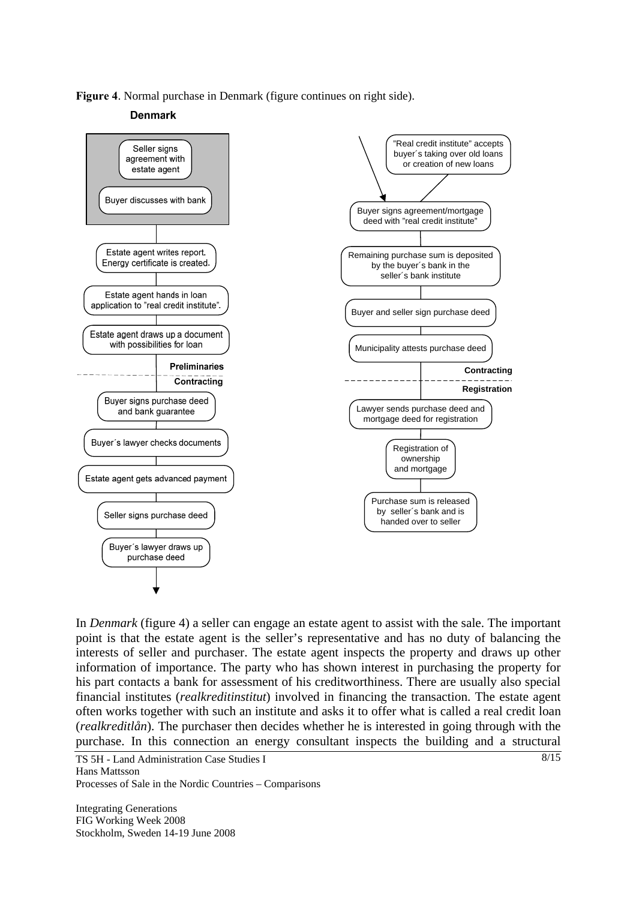**Figure 4**. Normal purchase in Denmark (figure continues on right side).

**Denmark**

- Seller signs agreement with estate agent
- Buyer discusses with bank
- Estate agent writes report. Energy certificate is created.
- Estate agent hands in loan application to "real credit institute".
- Estate agent draws up a document with possibilities for loan

**Preliminaries**

**Contracting**

- Buyer signs purchase deed and bank guarantee
- Buyer´s lawyer checks documents
- Estate agent gets advanced payment
- Seller signs purchase deed
- Buyer´s lawyer draws up purchase deed
- "Real credit institute" accepts buyer´s taking over old loans or creation of new loans
- Buyer signs agreement/mortgage deed with "real credit institute"
- Remaining purchase sum is deposited by the buyer´s bank in the seller´s bank institute
- Buyer and seller sign purchase deed
- Municipality attests purchase deed

**Contracting**

**Registration**

- Lawyer sends purchase deed and mortgage deed for registration
- Registration of ownership and mortgage
- Purchase sum is released by seller´s bank and is handed over to seller

In *Denmark* (figure 4) a seller can engage an estate agent to assist with the sale. The important point is that the estate agent is the seller's representative and has no duty of balancing the interests of seller and purchaser. The estate agent inspects the property and draws up other information of importance. The party who has shown interest in purchasing the property for his part contacts a bank for assessment of his creditworthiness. There are usually also special financial institutes (*realkreditinstitut*) involved in financing the transaction. The estate agent often works together with such an institute and asks it to offer what is called a real credit loan (*realkreditlån*). The purchaser then decides whether he is interested in going through with the purchase. In this connection an energy consultant inspects the building and a structural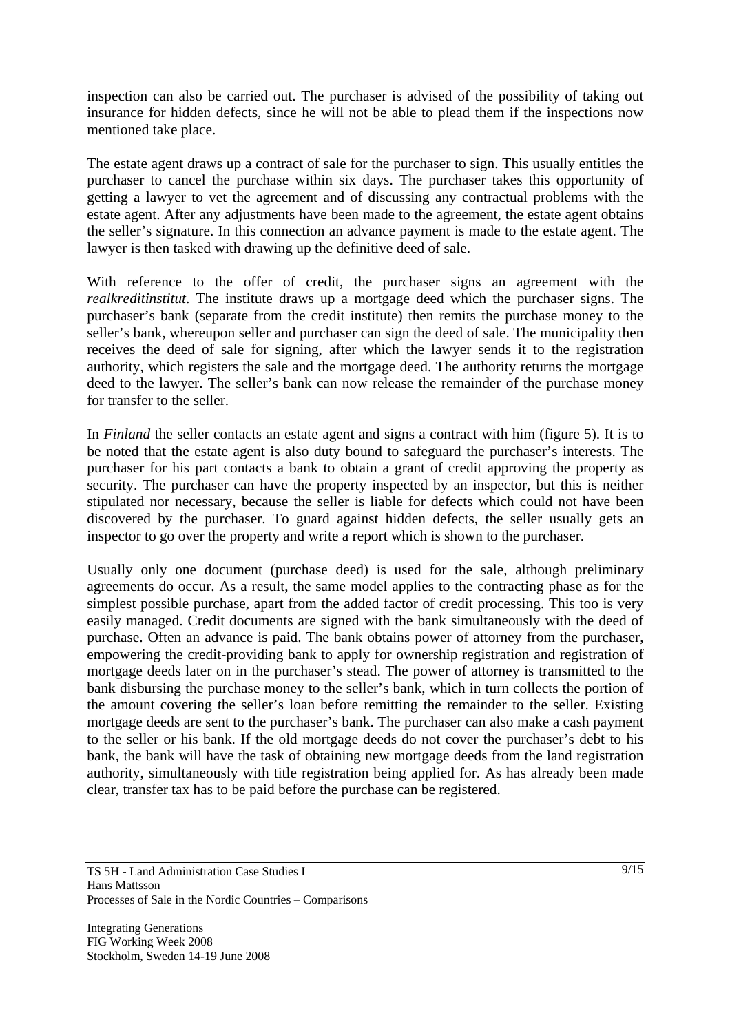inspection can also be carried out. The purchaser is advised of the possibility of taking out insurance for hidden defects, since he will not be able to plead them if the inspections now mentioned take place.

The estate agent draws up a contract of sale for the purchaser to sign. This usually entitles the purchaser to cancel the purchase within six days. The purchaser takes this opportunity of getting a lawyer to vet the agreement and of discussing any contractual problems with the estate agent. After any adjustments have been made to the agreement, the estate agent obtains the seller's signature. In this connection an advance payment is made to the estate agent. The lawyer is then tasked with drawing up the definitive deed of sale.

With reference to the offer of credit, the purchaser signs an agreement with the *realkreditinstitut*. The institute draws up a mortgage deed which the purchaser signs. The purchaser's bank (separate from the credit institute) then remits the purchase money to the seller's bank, whereupon seller and purchaser can sign the deed of sale. The municipality then receives the deed of sale for signing, after which the lawyer sends it to the registration authority, which registers the sale and the mortgage deed. The authority returns the mortgage deed to the lawyer. The seller's bank can now release the remainder of the purchase money for transfer to the seller.

In *Finland* the seller contacts an estate agent and signs a contract with him (figure 5). It is to be noted that the estate agent is also duty bound to safeguard the purchaser's interests. The purchaser for his part contacts a bank to obtain a grant of credit approving the property as security. The purchaser can have the property inspected by an inspector, but this is neither stipulated nor necessary, because the seller is liable for defects which could not have been discovered by the purchaser. To guard against hidden defects, the seller usually gets an inspector to go over the property and write a report which is shown to the purchaser.

Usually only one document (purchase deed) is used for the sale, although preliminary agreements do occur. As a result, the same model applies to the contracting phase as for the simplest possible purchase, apart from the added factor of credit processing. This too is very easily managed. Credit documents are signed with the bank simultaneously with the deed of purchase. Often an advance is paid. The bank obtains power of attorney from the purchaser, empowering the credit-providing bank to apply for ownership registration and registration of mortgage deeds later on in the purchaser's stead. The power of attorney is transmitted to the bank disbursing the purchase money to the seller's bank, which in turn collects the portion of the amount covering the seller's loan before remitting the remainder to the seller. Existing mortgage deeds are sent to the purchaser's bank. The purchaser can also make a cash payment to the seller or his bank. If the old mortgage deeds do not cover the purchaser's debt to his bank, the bank will have the task of obtaining new mortgage deeds from the land registration authority, simultaneously with title registration being applied for. As has already been made clear, transfer tax has to be paid before the purchase can be registered.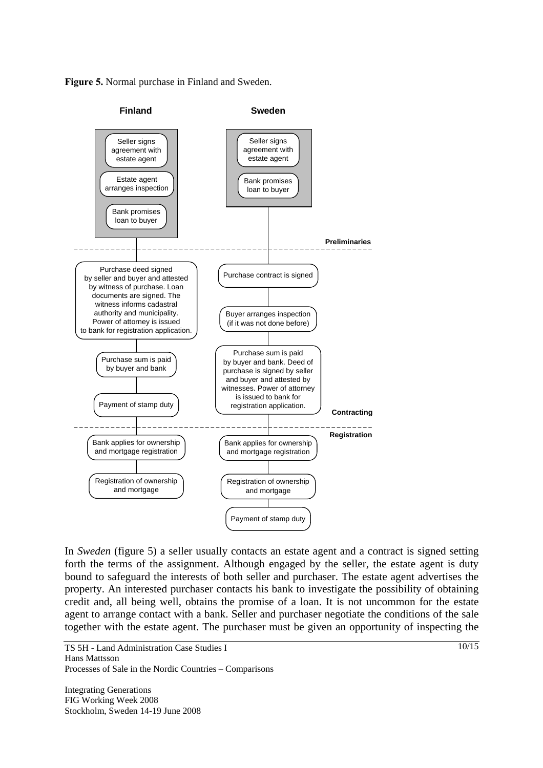**Figure 5.** Normal purchase in Finland and Sweden.

**Finland**

*Preliminaries:*
- Seller signs agreement with estate agent
- Estate agent arranges inspection
- Bank promises loan to buyer

*Contracting:*
- Purchase deed signed by seller and buyer and attested by witness of purchase. Loan documents are signed. The witness informs cadastral authority and municipality. Power of attorney is issued to bank for registration application.
- Purchase sum is paid by buyer and bank
- Payment of stamp duty

*Registration:*
- Bank applies for ownership and mortgage registration
- Registration of ownership and mortgage

**Sweden**

*Preliminaries:*
- Seller signs agreement with estate agent
- Bank promises loan to buyer

*Contracting:*
- Purchase contract is signed
- Buyer arranges inspection (if it was not done before)
- Purchase sum is paid by buyer and bank. Deed of purchase is signed by seller and buyer and attested by witnesses. Power of attorney is issued to bank for registration application.

*Registration:*
- Bank applies for ownership and mortgage registration
- Registration of ownership and mortgage
- Payment of stamp duty

In *Sweden* (figure 5) a seller usually contacts an estate agent and a contract is signed setting forth the terms of the assignment. Although engaged by the seller, the estate agent is duty bound to safeguard the interests of both seller and purchaser. The estate agent advertises the property. An interested purchaser contacts his bank to investigate the possibility of obtaining credit and, all being well, obtains the promise of a loan. It is not uncommon for the estate agent to arrange contact with a bank. Seller and purchaser negotiate the conditions of the sale together with the estate agent. The purchaser must be given an opportunity of inspecting the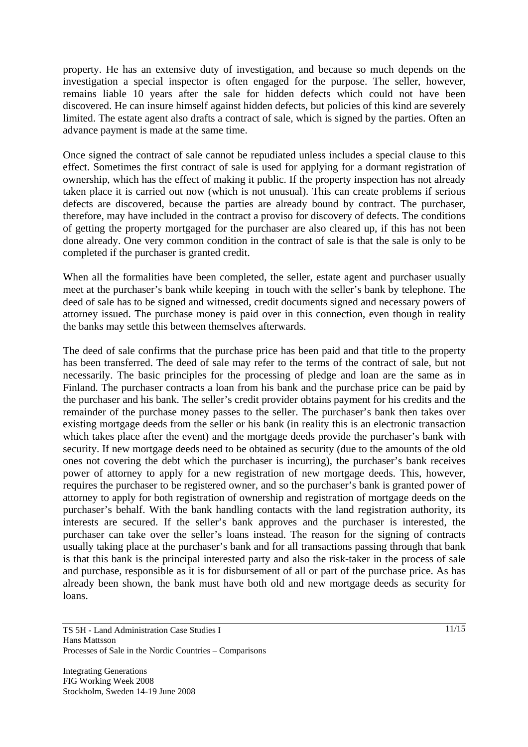property. He has an extensive duty of investigation, and because so much depends on the investigation a special inspector is often engaged for the purpose. The seller, however, remains liable 10 years after the sale for hidden defects which could not have been discovered. He can insure himself against hidden defects, but policies of this kind are severely limited. The estate agent also drafts a contract of sale, which is signed by the parties. Often an advance payment is made at the same time.

Once signed the contract of sale cannot be repudiated unless includes a special clause to this effect. Sometimes the first contract of sale is used for applying for a dormant registration of ownership, which has the effect of making it public. If the property inspection has not already taken place it is carried out now (which is not unusual). This can create problems if serious defects are discovered, because the parties are already bound by contract. The purchaser, therefore, may have included in the contract a proviso for discovery of defects. The conditions of getting the property mortgaged for the purchaser are also cleared up, if this has not been done already. One very common condition in the contract of sale is that the sale is only to be completed if the purchaser is granted credit.

When all the formalities have been completed, the seller, estate agent and purchaser usually meet at the purchaser's bank while keeping in touch with the seller's bank by telephone. The deed of sale has to be signed and witnessed, credit documents signed and necessary powers of attorney issued. The purchase money is paid over in this connection, even though in reality the banks may settle this between themselves afterwards.

The deed of sale confirms that the purchase price has been paid and that title to the property has been transferred. The deed of sale may refer to the terms of the contract of sale, but not necessarily. The basic principles for the processing of pledge and loan are the same as in Finland. The purchaser contracts a loan from his bank and the purchase price can be paid by the purchaser and his bank. The seller's credit provider obtains payment for his credits and the remainder of the purchase money passes to the seller. The purchaser's bank then takes over existing mortgage deeds from the seller or his bank (in reality this is an electronic transaction which takes place after the event) and the mortgage deeds provide the purchaser's bank with security. If new mortgage deeds need to be obtained as security (due to the amounts of the old ones not covering the debt which the purchaser is incurring), the purchaser's bank receives power of attorney to apply for a new registration of new mortgage deeds. This, however, requires the purchaser to be registered owner, and so the purchaser's bank is granted power of attorney to apply for both registration of ownership and registration of mortgage deeds on the purchaser's behalf. With the bank handling contacts with the land registration authority, its interests are secured. If the seller's bank approves and the purchaser is interested, the purchaser can take over the seller's loans instead. The reason for the signing of contracts usually taking place at the purchaser's bank and for all transactions passing through that bank is that this bank is the principal interested party and also the risk-taker in the process of sale and purchase, responsible as it is for disbursement of all or part of the purchase price. As has already been shown, the bank must have both old and new mortgage deeds as security for loans.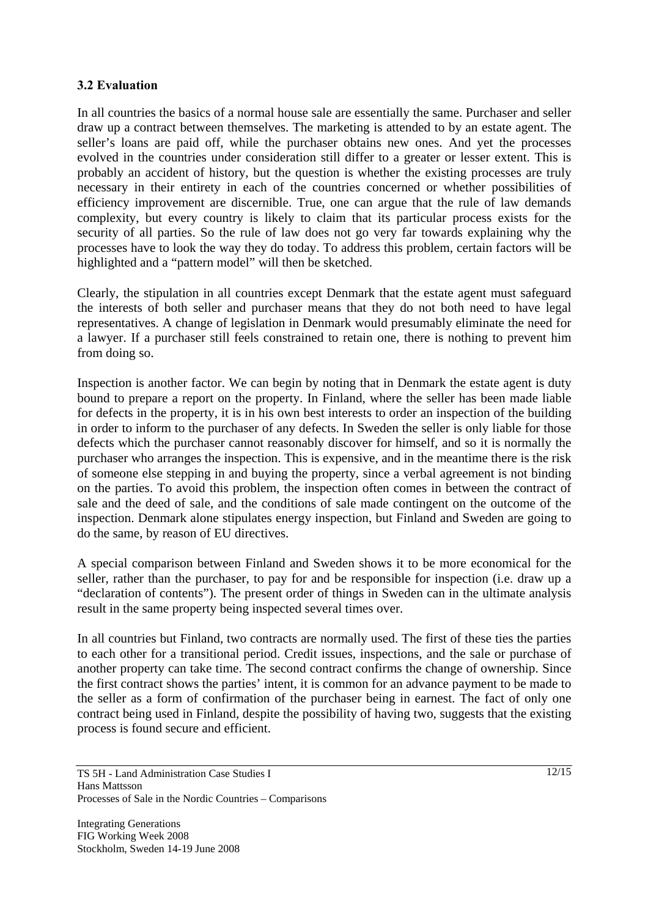### 3.2 Evaluation

In all countries the basics of a normal house sale are essentially the same. Purchaser and seller draw up a contract between themselves. The marketing is attended to by an estate agent. The seller's loans are paid off, while the purchaser obtains new ones. And yet the processes evolved in the countries under consideration still differ to a greater or lesser extent. This is probably an accident of history, but the question is whether the existing processes are truly necessary in their entirety in each of the countries concerned or whether possibilities of efficiency improvement are discernible. True, one can argue that the rule of law demands complexity, but every country is likely to claim that its particular process exists for the security of all parties. So the rule of law does not go very far towards explaining why the processes have to look the way they do today. To address this problem, certain factors will be highlighted and a "pattern model" will then be sketched.

Clearly, the stipulation in all countries except Denmark that the estate agent must safeguard the interests of both seller and purchaser means that they do not both need to have legal representatives. A change of legislation in Denmark would presumably eliminate the need for a lawyer. If a purchaser still feels constrained to retain one, there is nothing to prevent him from doing so.

Inspection is another factor. We can begin by noting that in Denmark the estate agent is duty bound to prepare a report on the property. In Finland, where the seller has been made liable for defects in the property, it is in his own best interests to order an inspection of the building in order to inform to the purchaser of any defects. In Sweden the seller is only liable for those defects which the purchaser cannot reasonably discover for himself, and so it is normally the purchaser who arranges the inspection. This is expensive, and in the meantime there is the risk of someone else stepping in and buying the property, since a verbal agreement is not binding on the parties. To avoid this problem, the inspection often comes in between the contract of sale and the deed of sale, and the conditions of sale made contingent on the outcome of the inspection. Denmark alone stipulates energy inspection, but Finland and Sweden are going to do the same, by reason of EU directives.

A special comparison between Finland and Sweden shows it to be more economical for the seller, rather than the purchaser, to pay for and be responsible for inspection (i.e. draw up a "declaration of contents"). The present order of things in Sweden can in the ultimate analysis result in the same property being inspected several times over.

In all countries but Finland, two contracts are normally used. The first of these ties the parties to each other for a transitional period. Credit issues, inspections, and the sale or purchase of another property can take time. The second contract confirms the change of ownership. Since the first contract shows the parties' intent, it is common for an advance payment to be made to the seller as a form of confirmation of the purchaser being in earnest. The fact of only one contract being used in Finland, despite the possibility of having two, suggests that the existing process is found secure and efficient.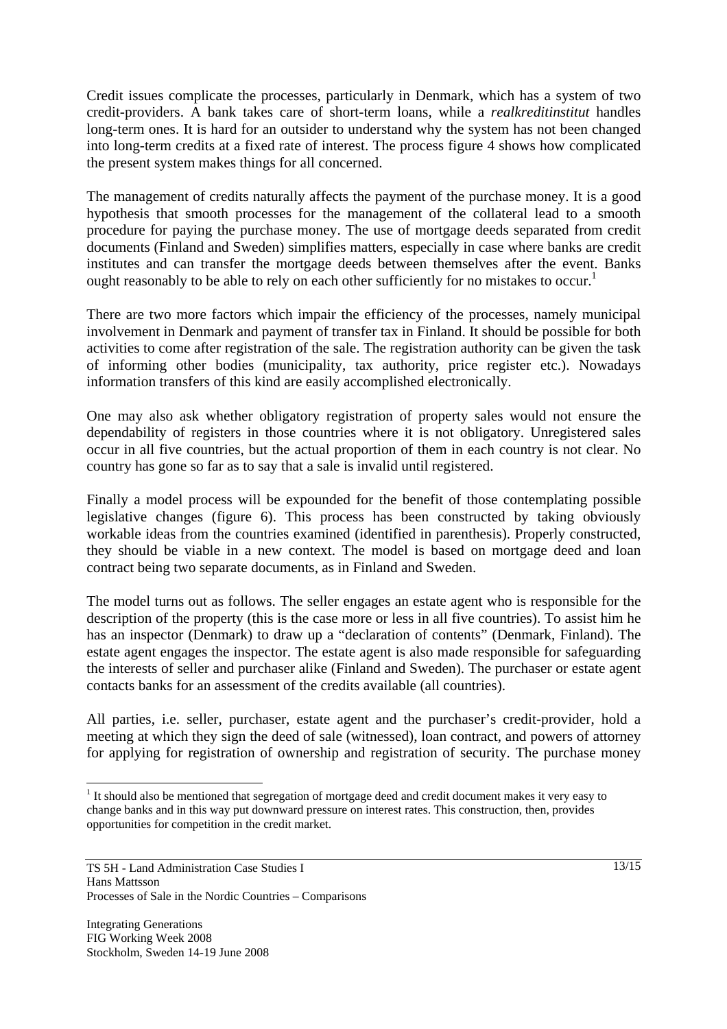Credit issues complicate the processes, particularly in Denmark, which has a system of two credit-providers. A bank takes care of short-term loans, while a *realkreditinstitut* handles long-term ones. It is hard for an outsider to understand why the system has not been changed into long-term credits at a fixed rate of interest. The process figure 4 shows how complicated the present system makes things for all concerned.

The management of credits naturally affects the payment of the purchase money. It is a good hypothesis that smooth processes for the management of the collateral lead to a smooth procedure for paying the purchase money. The use of mortgage deeds separated from credit documents (Finland and Sweden) simplifies matters, especially in case where banks are credit institutes and can transfer the mortgage deeds between themselves after the event. Banks ought reasonably to be able to rely on each other sufficiently for no mistakes to occur.[1]

There are two more factors which impair the efficiency of the processes, namely municipal involvement in Denmark and payment of transfer tax in Finland. It should be possible for both activities to come after registration of the sale. The registration authority can be given the task of informing other bodies (municipality, tax authority, price register etc.). Nowadays information transfers of this kind are easily accomplished electronically.

One may also ask whether obligatory registration of property sales would not ensure the dependability of registers in those countries where it is not obligatory. Unregistered sales occur in all five countries, but the actual proportion of them in each country is not clear. No country has gone so far as to say that a sale is invalid until registered.

Finally a model process will be expounded for the benefit of those contemplating possible legislative changes (figure 6). This process has been constructed by taking obviously workable ideas from the countries examined (identified in parenthesis). Properly constructed, they should be viable in a new context. The model is based on mortgage deed and loan contract being two separate documents, as in Finland and Sweden.

The model turns out as follows. The seller engages an estate agent who is responsible for the description of the property (this is the case more or less in all five countries). To assist him he has an inspector (Denmark) to draw up a "declaration of contents" (Denmark, Finland). The estate agent engages the inspector. The estate agent is also made responsible for safeguarding the interests of seller and purchaser alike (Finland and Sweden). The purchaser or estate agent contacts banks for an assessment of the credits available (all countries).

All parties, i.e. seller, purchaser, estate agent and the purchaser's credit-provider, hold a meeting at which they sign the deed of sale (witnessed), loan contract, and powers of attorney for applying for registration of ownership and registration of security. The purchase money

[1] It should also be mentioned that segregation of mortgage deed and credit document makes it very easy to change banks and in this way put downward pressure on interest rates. This construction, then, provides opportunities for competition in the credit market.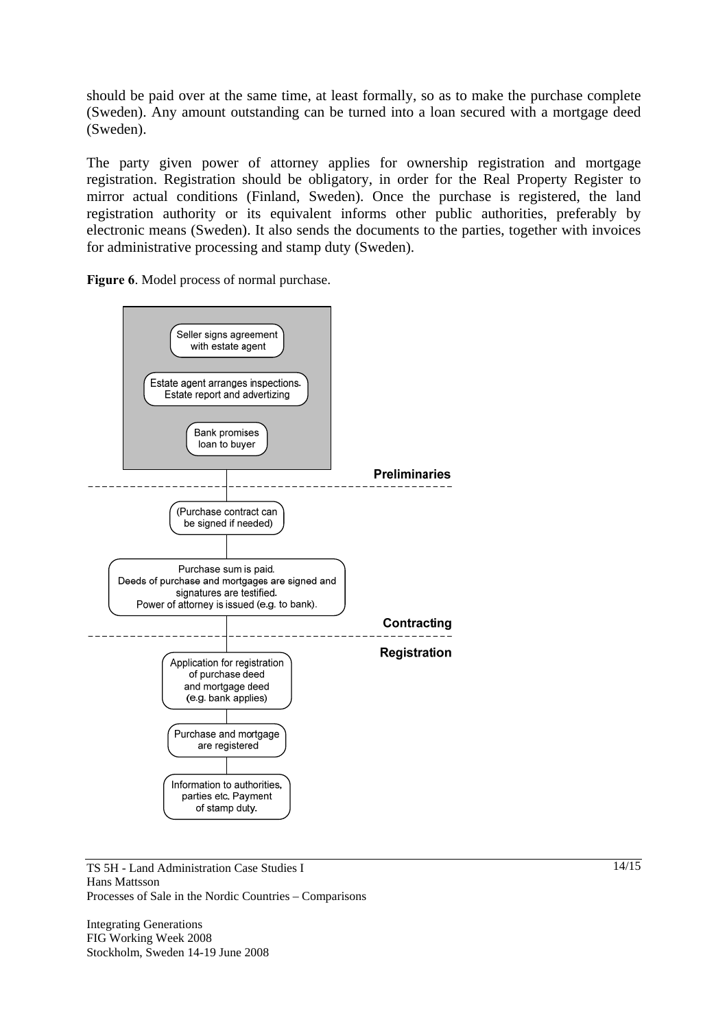should be paid over at the same time, at least formally, so as to make the purchase complete (Sweden). Any amount outstanding can be turned into a loan secured with a mortgage deed (Sweden).

The party given power of attorney applies for ownership registration and mortgage registration. Registration should be obligatory, in order for the Real Property Register to mirror actual conditions (Finland, Sweden). Once the purchase is registered, the land registration authority or its equivalent informs other public authorities, preferably by electronic means (Sweden). It also sends the documents to the parties, together with invoices for administrative processing and stamp duty (Sweden).

**Figure 6**. Model process of normal purchase.

**Preliminaries**

- Seller signs agreement with estate agent
- Estate agent arranges inspections. Estate report and advertizing
- Bank promises loan to buyer

**Contracting**

- (Purchase contract can be signed if needed)
- Purchase sum is paid. Deeds of purchase and mortgages are signed and signatures are testified. Power of attorney is issued (e.g. to bank).

**Registration**

- Application for registration of purchase deed and mortgage deed (e.g. bank applies)
- Purchase and mortgage are registered
- Information to authorities, parties etc. Payment of stamp duty.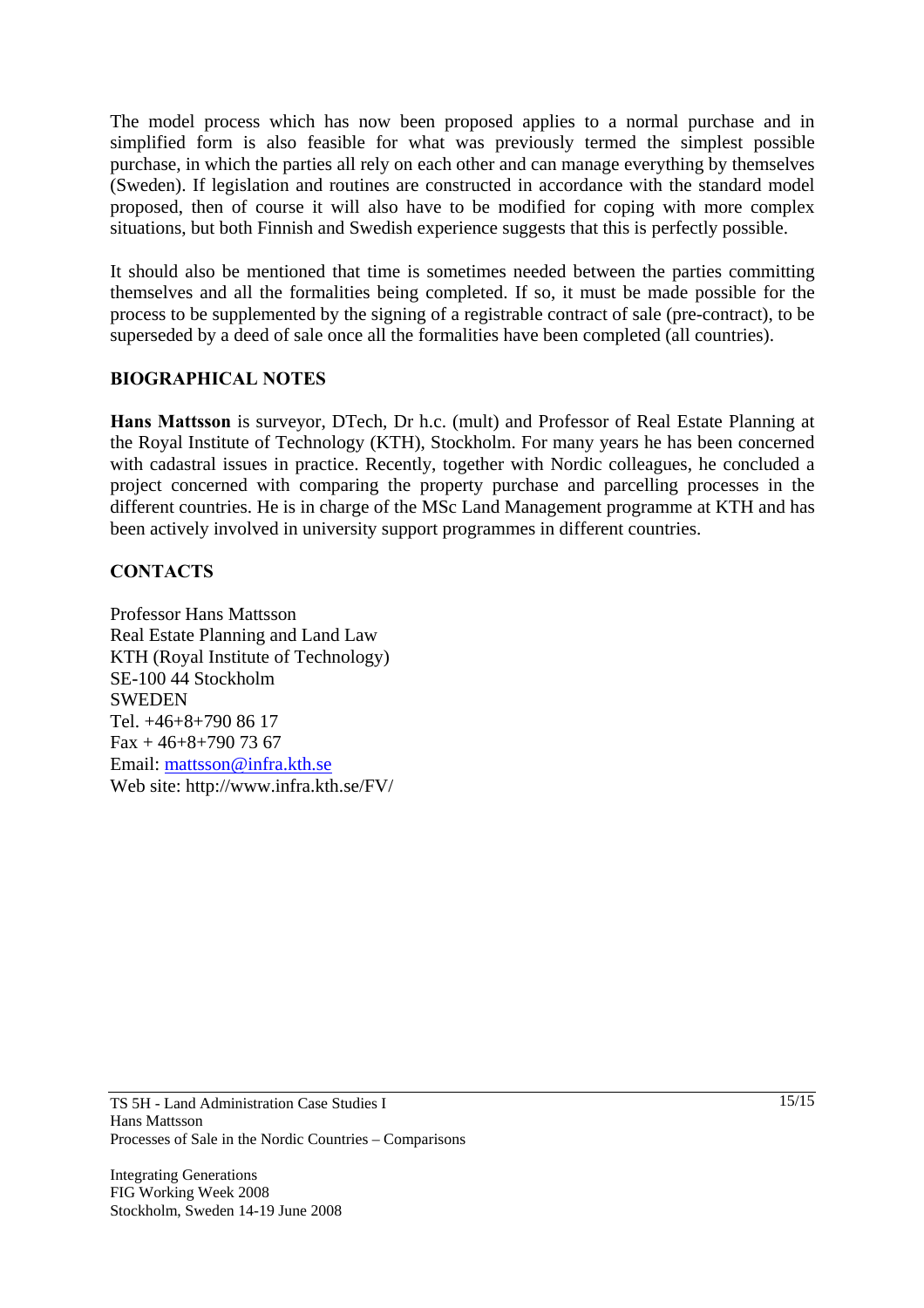The model process which has now been proposed applies to a normal purchase and in simplified form is also feasible for what was previously termed the simplest possible purchase, in which the parties all rely on each other and can manage everything by themselves (Sweden). If legislation and routines are constructed in accordance with the standard model proposed, then of course it will also have to be modified for coping with more complex situations, but both Finnish and Swedish experience suggests that this is perfectly possible.

It should also be mentioned that time is sometimes needed between the parties committing themselves and all the formalities being completed. If so, it must be made possible for the process to be supplemented by the signing of a registrable contract of sale (pre-contract), to be superseded by a deed of sale once all the formalities have been completed (all countries).

## BIOGRAPHICAL NOTES

**Hans Mattsson** is surveyor, DTech, Dr h.c. (mult) and Professor of Real Estate Planning at the Royal Institute of Technology (KTH), Stockholm. For many years he has been concerned with cadastral issues in practice. Recently, together with Nordic colleagues, he concluded a project concerned with comparing the property purchase and parcelling processes in the different countries. He is in charge of the MSc Land Management programme at KTH and has been actively involved in university support programmes in different countries.

## CONTACTS

Professor Hans Mattsson
Real Estate Planning and Land Law
KTH (Royal Institute of Technology)
SE-100 44 Stockholm
SWEDEN
Tel. +46+8+790 86 17
Fax + 46+8+790 73 67
Email: mattsson@infra.kth.se
Web site: http://www.infra.kth.se/FV/